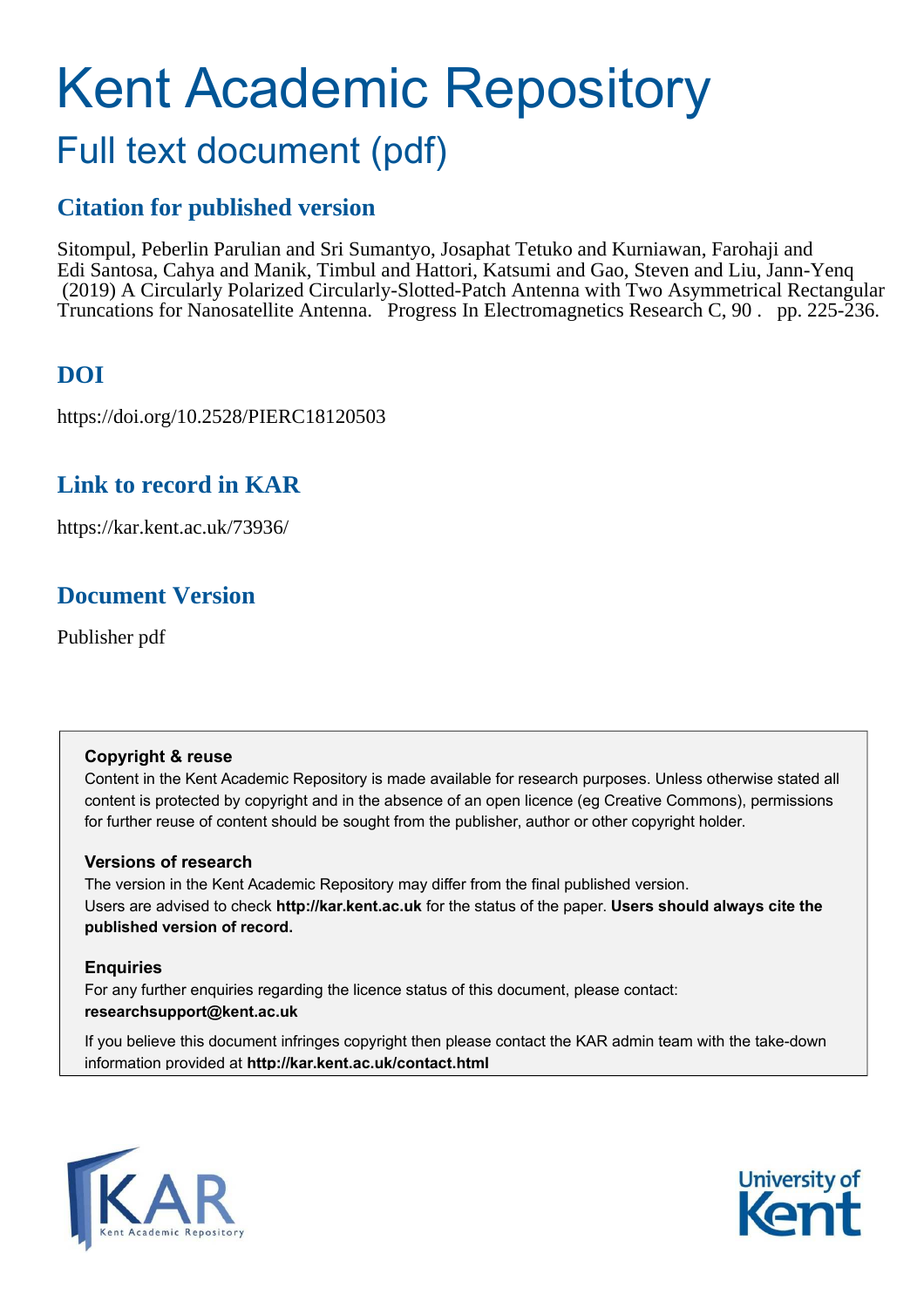# Kent Academic Repository

## Full text document (pdf)

### Citation for published version

Sitompul, Peberlin Parulian and Sri Sumantyo, Josaphat Tetuko and Kurniawan, Farohaji and Edi Santosa, Cahya and Manik, Timbul and Hattori, Katsumi and Gao, Steven and Liu, Jann-Yenq (2019) A Circularly Polarized Circularly-Slotted-Patch Antenna with Two Asymmetrical Rectangular Truncations for Nanosatellite Antenna. Progress In Electromagnetics Research C, 90 . pp. 225-236.

### DOI

https://doi.org/10.2528/PIERC18120503

### Link to record in KAR

https://kar.kent.ac.uk/73936/

### Document Version

Publisher pdf

**Copyright & reuse**

Content in the Kent Academic Repository is made available for research purposes. Unless otherwise stated all content is protected by copyright and in the absence of an open licence (eg Creative Commons), permissions for further reuse of content should be sought from the publisher, author or other copyright holder.

**Versions of research**

The version in the Kent Academic Repository may differ from the final published version.
Users are advised to check **http://kar.kent.ac.uk** for the status of the paper. **Users should always cite the published version of record.**

**Enquiries**

For any further enquiries regarding the licence status of this document, please contact:
**researchsupport@kent.ac.uk**

If you believe this document infringes copyright then please contact the KAR admin team with the take-down information provided at **http://kar.kent.ac.uk/contact.html**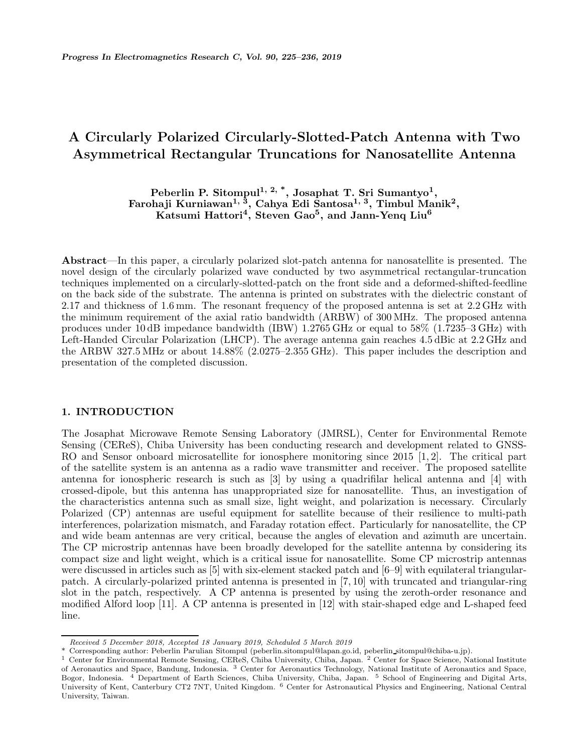# A Circularly Polarized Circularly-Slotted-Patch Antenna with Two Asymmetrical Rectangular Truncations for Nanosatellite Antenna

**Peberlin P. Sitompul[1, 2, *], Josaphat T. Sri Sumantyo[1], Farohaji Kurniawan[1, 3], Cahya Edi Santosa[1, 3], Timbul Manik[2], Katsumi Hattori[4], Steven Gao[5], and Jann-Yenq Liu[6]**

**Abstract**—In this paper, a circularly polarized slot-patch antenna for nanosatellite is presented. The novel design of the circularly polarized wave conducted by two asymmetrical rectangular-truncation techniques implemented on a circularly-slotted-patch on the front side and a deformed-shifted-feedline on the back side of the substrate. The antenna is printed on substrates with the dielectric constant of 2.17 and thickness of 1.6 mm. The resonant frequency of the proposed antenna is set at 2.2 GHz with the minimum requirement of the axial ratio bandwidth (ARBW) of 300 MHz. The proposed antenna produces under 10 dB impedance bandwidth (IBW) 1.2765 GHz or equal to 58% (1.7235–3 GHz) with Left-Handed Circular Polarization (LHCP). The average antenna gain reaches 4.5 dBic at 2.2 GHz and the ARBW 327.5 MHz or about 14.88% (2.0275–2.355 GHz). This paper includes the description and presentation of the completed discussion.

## 1. INTRODUCTION

The Josaphat Microwave Remote Sensing Laboratory (JMRSL), Center for Environmental Remote Sensing (CEReS), Chiba University has been conducting research and development related to GNSS-RO and Sensor onboard microsatellite for ionosphere monitoring since 2015 [1, 2]. The critical part of the satellite system is an antenna as a radio wave transmitter and receiver. The proposed satellite antenna for ionospheric research is such as [3] by using a quadrifilar helical antenna and [4] with crossed-dipole, but this antenna has unappropriated size for nanosatellite. Thus, an investigation of the characteristics antenna such as small size, light weight, and polarization is necessary. Circularly Polarized (CP) antennas are useful equipment for satellite because of their resilience to multi-path interferences, polarization mismatch, and Faraday rotation effect. Particularly for nanosatellite, the CP and wide beam antennas are very critical, because the angles of elevation and azimuth are uncertain. The CP microstrip antennas have been broadly developed for the satellite antenna by considering its compact size and light weight, which is a critical issue for nanosatellite. Some CP microstrip antennas were discussed in articles such as [5] with six-element stacked patch and [6–9] with equilateral triangular-patch. A circularly-polarized printed antenna is presented in [7, 10] with truncated and triangular-ring slot in the patch, respectively. A CP antenna is presented by using the zeroth-order resonance and modified Alford loop [11]. A CP antenna is presented in [12] with stair-shaped edge and L-shaped feed line.

*Received 5 December 2018, Accepted 18 January 2019, Scheduled 5 March 2019*

\* Corresponding author: Peberlin Parulian Sitompul (peberlin.sitompul@lapan.go.id, peberlin_sitompul@chiba-u.jp).

[1] Center for Environmental Remote Sensing, CEReS, Chiba University, Chiba, Japan. [2] Center for Space Science, National Institute of Aeronautics and Space, Bandung, Indonesia. [3] Center for Aeronautics Technology, National Institute of Aeronautics and Space, Bogor, Indonesia. [4] Department of Earth Sciences, Chiba University, Chiba, Japan. [5] School of Engineering and Digital Arts, University of Kent, Canterbury CT2 7NT, United Kingdom. [6] Center for Astronautical Physics and Engineering, National Central University, Taiwan.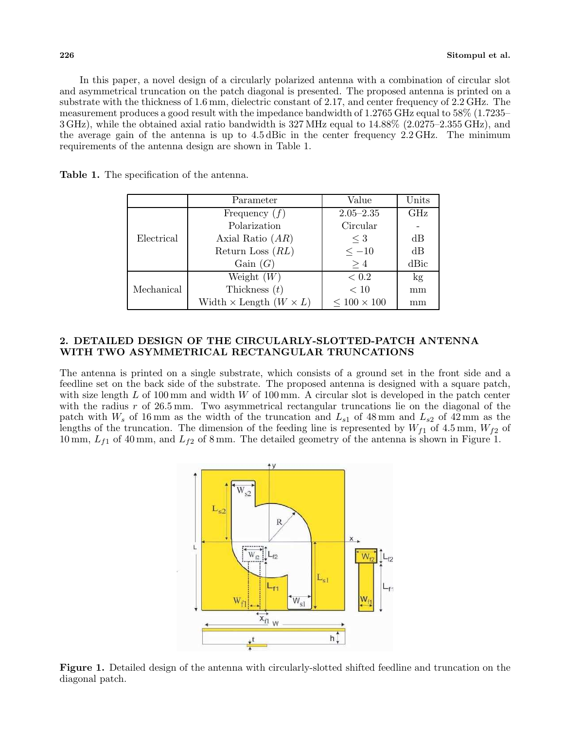In this paper, a novel design of a circularly polarized antenna with a combination of circular slot and asymmetrical truncation on the patch diagonal is presented. The proposed antenna is printed on a substrate with the thickness of 1.6 mm, dielectric constant of 2.17, and center frequency of 2.2 GHz. The measurement produces a good result with the impedance bandwidth of 1.2765 GHz equal to 58% (1.7235–3 GHz), while the obtained axial ratio bandwidth is 327 MHz equal to 14.88% (2.0275–2.355 GHz), and the average gain of the antenna is up to 4.5 dBic in the center frequency 2.2 GHz. The minimum requirements of the antenna design are shown in Table 1.

**Table 1.** The specification of the antenna.

| | Parameter | Value | Units |
|---|---|---|---|
| Electrical | Frequency ($f$) | 2.05–2.35 | GHz |
| | Polarization | Circular | - |
| | Axial Ratio ($AR$) | $\leq 3$ | dB |
| | Return Loss ($RL$) | $\leq -10$ | dB |
| | Gain ($G$) | $\geq 4$ | dBic |
| Mechanical | Weight ($W$) | $< 0.2$ | kg |
| | Thickness ($t$) | $< 10$ | mm |
| | Width × Length ($W \times L$) | $\leq 100 \times 100$ | mm |

## 2. DETAILED DESIGN OF THE CIRCULARLY-SLOTTED-PATCH ANTENNA WITH TWO ASYMMETRICAL RECTANGULAR TRUNCATIONS

The antenna is printed on a single substrate, which consists of a ground set in the front side and a feedline set on the back side of the substrate. The proposed antenna is designed with a square patch, with size length $L$ of 100 mm and width $W$ of 100 mm. A circular slot is developed in the patch center with the radius $r$ of 26.5 mm. Two asymmetrical rectangular truncations lie on the diagonal of the patch with $W_s$ of 16 mm as the width of the truncation and $L_{s1}$ of 48 mm and $L_{s2}$ of 42 mm as the lengths of the truncation. The dimension of the feeding line is represented by $W_{f1}$ of 4.5 mm, $W_{f2}$ of 10 mm, $L_{f1}$ of 40 mm, and $L_{f2}$ of 8 mm. The detailed geometry of the antenna is shown in Figure 1.

**Figure 1.** Detailed design of the antenna with circularly-slotted shifted feedline and truncation on the diagonal patch.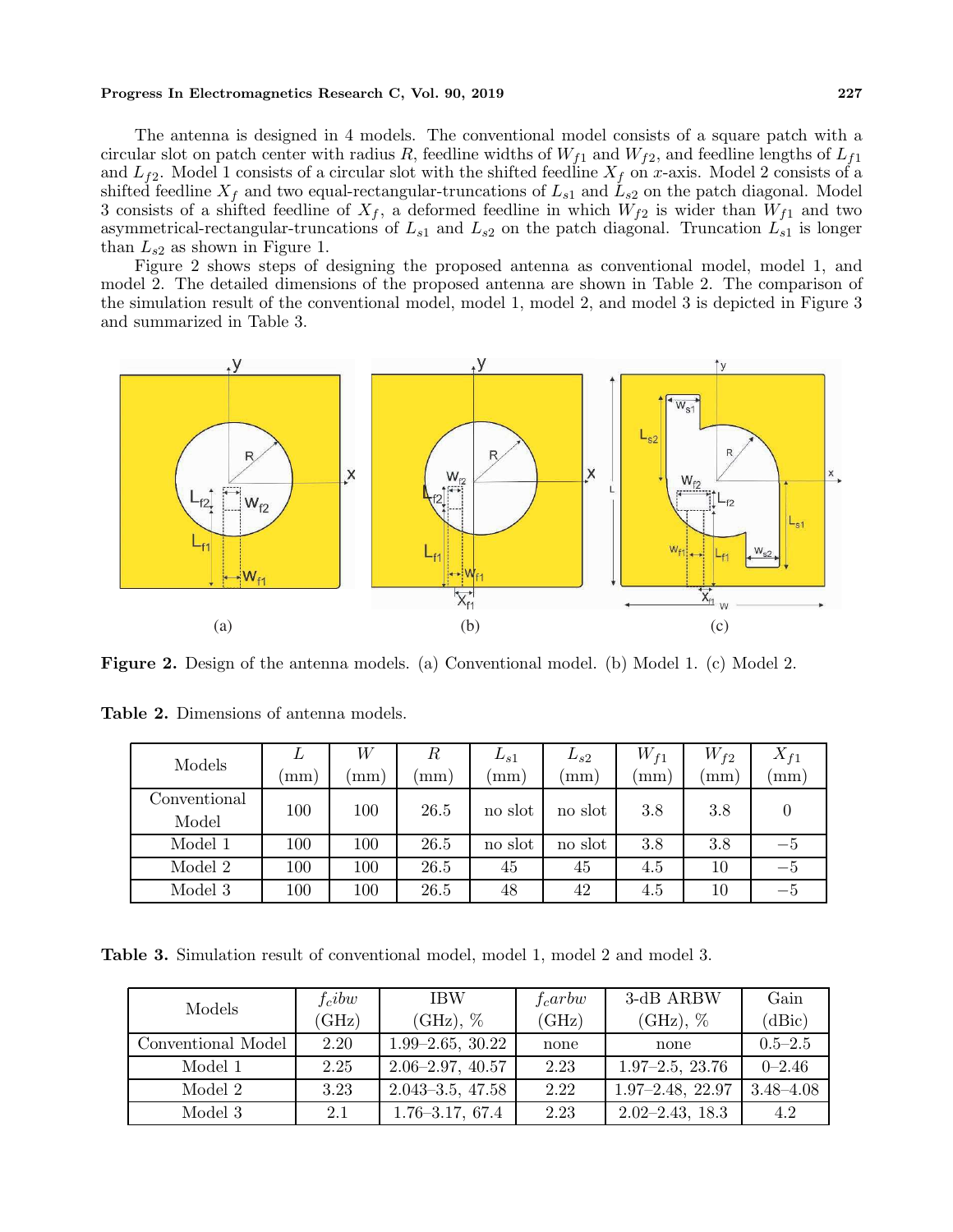The antenna is designed in 4 models. The conventional model consists of a square patch with a circular slot on patch center with radius $R$, feedline widths of $W_{f1}$ and $W_{f2}$, and feedline lengths of $L_{f1}$ and $L_{f2}$. Model 1 consists of a circular slot with the shifted feedline $X_f$ on $x$-axis. Model 2 consists of a shifted feedline $X_f$ and two equal-rectangular-truncations of $L_{s1}$ and $L_{s2}$ on the patch diagonal. Model 3 consists of a shifted feedline of $X_f$, a deformed feedline in which $W_{f2}$ is wider than $W_{f1}$ and two asymmetrical-rectangular-truncations of $L_{s1}$ and $L_{s2}$ on the patch diagonal. Truncation $L_{s1}$ is longer than $L_{s2}$ as shown in Figure 1.

Figure 2 shows steps of designing the proposed antenna as conventional model, model 1, and model 2. The detailed dimensions of the proposed antenna are shown in Table 2. The comparison of the simulation result of the conventional model, model 1, model 2, and model 3 is depicted in Figure 3 and summarized in Table 3.

**Figure 2.** Design of the antenna models. (a) Conventional model. (b) Model 1. (c) Model 2.

**Table 2.** Dimensions of antenna models.

| Models | $L$ (mm) | $W$ (mm) | $R$ (mm) | $L_{s1}$ (mm) | $L_{s2}$ (mm) | $W_{f1}$ (mm) | $W_{f2}$ (mm) | $X_{f1}$ (mm) |
|---|---|---|---|---|---|---|---|---|
| Conventional Model | 100 | 100 | 26.5 | no slot | no slot | 3.8 | 3.8 | 0 |
| Model 1 | 100 | 100 | 26.5 | no slot | no slot | 3.8 | 3.8 | −5 |
| Model 2 | 100 | 100 | 26.5 | 45 | 45 | 4.5 | 10 | −5 |
| Model 3 | 100 | 100 | 26.5 | 48 | 42 | 4.5 | 10 | −5 |

**Table 3.** Simulation result of conventional model, model 1, model 2 and model 3.

| Models | $f_cibw$ (GHz) | IBW (GHz), % | $f_carbw$ (GHz) | 3-dB ARBW (GHz), % | Gain (dBic) |
|---|---|---|---|---|---|
| Conventional Model | 2.20 | 1.99–2.65, 30.22 | none | none | 0.5–2.5 |
| Model 1 | 2.25 | 2.06–2.97, 40.57 | 2.23 | 1.97–2.5, 23.76 | 0–2.46 |
| Model 2 | 3.23 | 2.043–3.5, 47.58 | 2.22 | 1.97–2.48, 22.97 | 3.48–4.08 |
| Model 3 | 2.1 | 1.76–3.17, 67.4 | 2.23 | 2.02–2.43, 18.3 | 4.2 |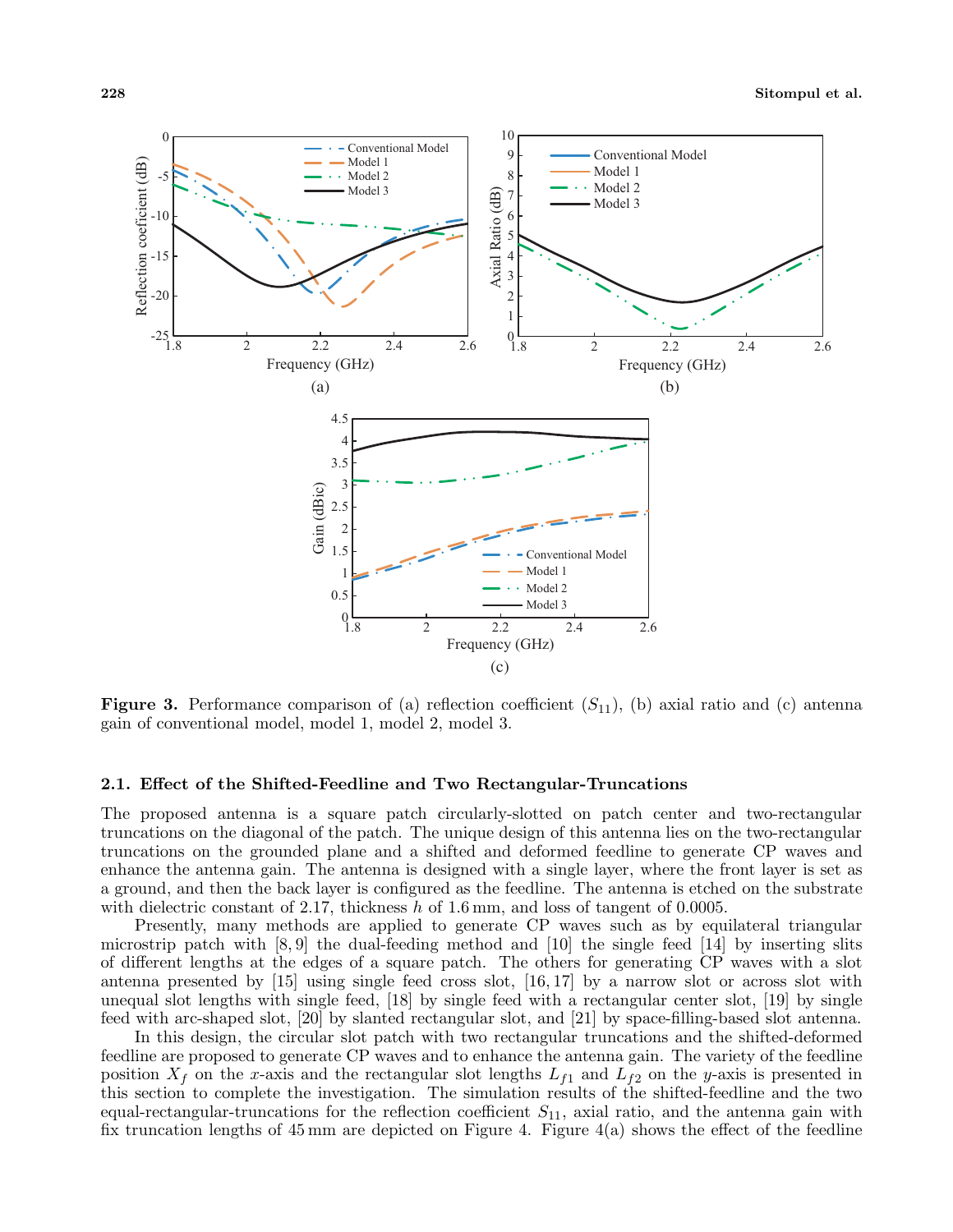Figure 3. Performance comparison of (a) reflection coefficient ($S_{11}$), (b) axial ratio and (c) antenna gain of conventional model, model 1, model 2, model 3.

### 2.1. Effect of the Shifted-Feedline and Two Rectangular-Truncations

The proposed antenna is a square patch circularly-slotted on patch center and two-rectangular truncations on the diagonal of the patch. The unique design of this antenna lies on the two-rectangular truncations on the grounded plane and a shifted and deformed feedline to generate CP waves and enhance the antenna gain. The antenna is designed with a single layer, where the front layer is set as a ground, and then the back layer is configured as the feedline. The antenna is etched on the substrate with dielectric constant of 2.17, thickness $h$ of 1.6 mm, and loss of tangent of 0.0005.

Presently, many methods are applied to generate CP waves such as by equilateral triangular microstrip patch with [8, 9] the dual-feeding method and [10] the single feed [14] by inserting slits of different lengths at the edges of a square patch. The others for generating CP waves with a slot antenna presented by [15] using single feed cross slot, [16, 17] by a narrow slot or across slot with unequal slot lengths with single feed, [18] by single feed with a rectangular center slot, [19] by single feed with arc-shaped slot, [20] by slanted rectangular slot, and [21] by space-filling-based slot antenna.

In this design, the circular slot patch with two rectangular truncations and the shifted-deformed feedline are proposed to generate CP waves and to enhance the antenna gain. The variety of the feedline position $X_f$ on the $x$-axis and the rectangular slot lengths $L_{f1}$ and $L_{f2}$ on the $y$-axis is presented in this section to complete the investigation. The simulation results of the shifted-feedline and the two equal-rectangular-truncations for the reflection coefficient $S_{11}$, axial ratio, and the antenna gain with fix truncation lengths of 45 mm are depicted on Figure 4. Figure 4(a) shows the effect of the feedline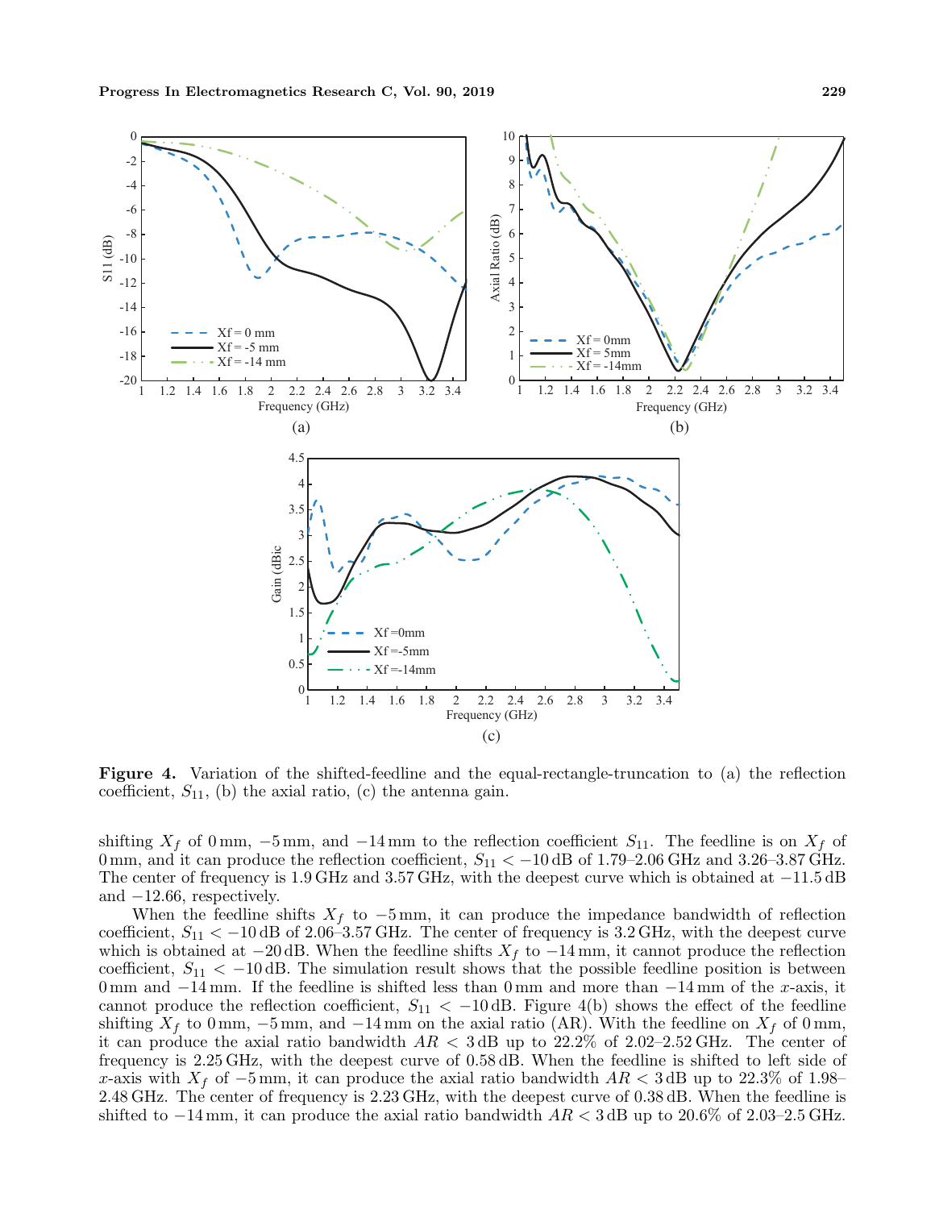**Figure 4.** Variation of the shifted-feedline and the equal-rectangle-truncation to (a) the reflection coefficient, $S_{11}$, (b) the axial ratio, (c) the antenna gain.

shifting $X_f$ of 0 mm, $-5$ mm, and $-14$ mm to the reflection coefficient $S_{11}$. The feedline is on $X_f$ of 0 mm, and it can produce the reflection coefficient, $S_{11} < -10$ dB of 1.79–2.06 GHz and 3.26–3.87 GHz. The center of frequency is 1.9 GHz and 3.57 GHz, with the deepest curve which is obtained at $-11.5$ dB and $-12.66$, respectively.

When the feedline shifts $X_f$ to $-5$ mm, it can produce the impedance bandwidth of reflection coefficient, $S_{11} < -10$ dB of 2.06–3.57 GHz. The center of frequency is 3.2 GHz, with the deepest curve which is obtained at $-20$ dB. When the feedline shifts $X_f$ to $-14$ mm, it cannot produce the reflection coefficient, $S_{11} < -10$ dB. The simulation result shows that the possible feedline position is between 0 mm and $-14$ mm. If the feedline is shifted less than 0 mm and more than $-14$ mm of the $x$-axis, it cannot produce the reflection coefficient, $S_{11} < -10$ dB. Figure 4(b) shows the effect of the feedline shifting $X_f$ to 0 mm, $-5$ mm, and $-14$ mm on the axial ratio (AR). With the feedline on $X_f$ of 0 mm, it can produce the axial ratio bandwidth $AR < 3$ dB up to 22.2% of 2.02–2.52 GHz. The center of frequency is 2.25 GHz, with the deepest curve of 0.58 dB. When the feedline is shifted to left side of $x$-axis with $X_f$ of $-5$ mm, it can produce the axial ratio bandwidth $AR < 3$ dB up to 22.3% of 1.98–2.48 GHz. The center of frequency is 2.23 GHz, with the deepest curve of 0.38 dB. When the feedline is shifted to $-14$ mm, it can produce the axial ratio bandwidth $AR < 3$ dB up to 20.6% of 2.03–2.5 GHz.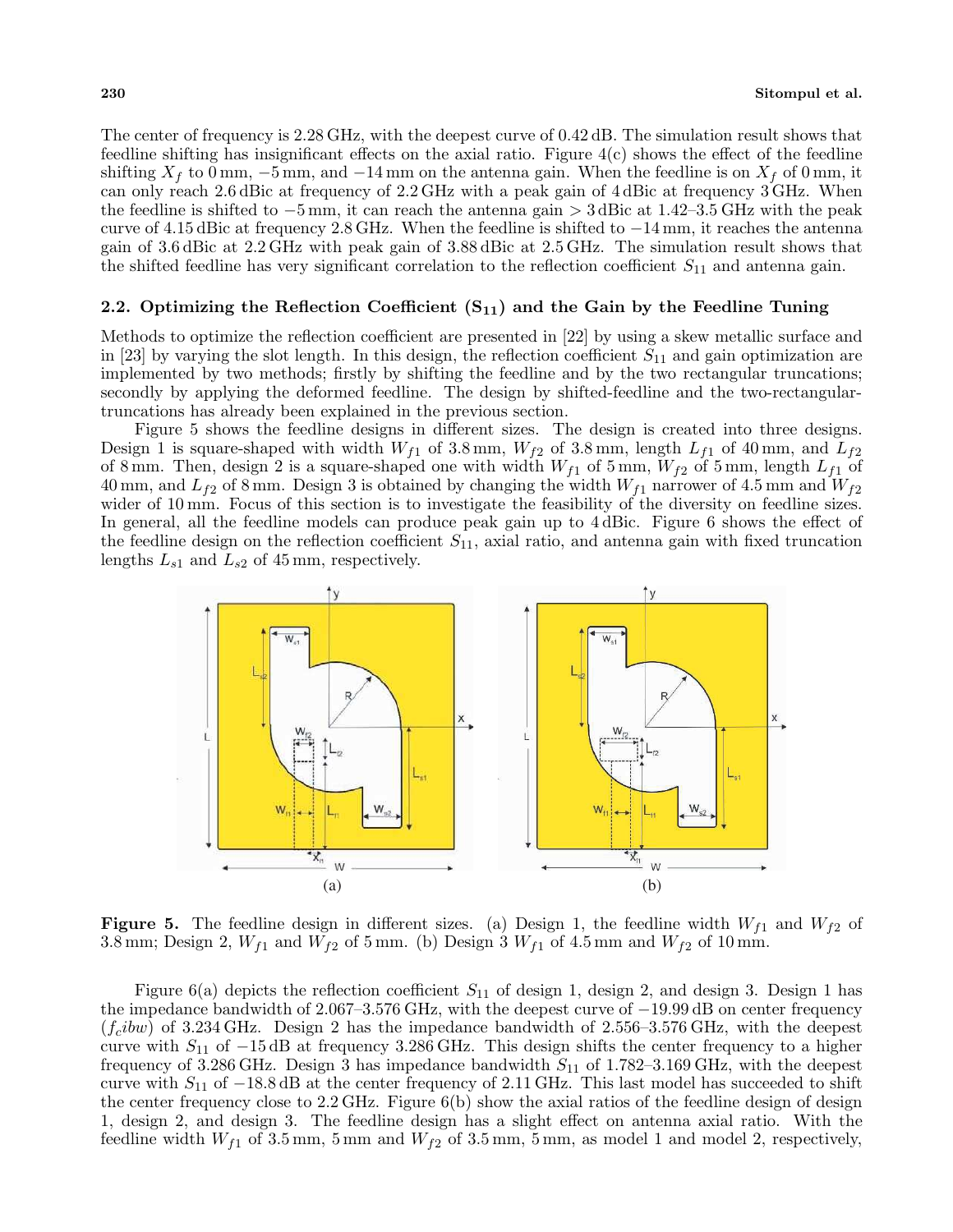The center of frequency is 2.28 GHz, with the deepest curve of 0.42 dB. The simulation result shows that feedline shifting has insignificant effects on the axial ratio. Figure 4(c) shows the effect of the feedline shifting $X_f$ to 0 mm, −5 mm, and −14 mm on the antenna gain. When the feedline is on $X_f$ of 0 mm, it can only reach 2.6 dBic at frequency of 2.2 GHz with a peak gain of 4 dBic at frequency 3 GHz. When the feedline is shifted to −5 mm, it can reach the antenna gain > 3 dBic at 1.42–3.5 GHz with the peak curve of 4.15 dBic at frequency 2.8 GHz. When the feedline is shifted to −14 mm, it reaches the antenna gain of 3.6 dBic at 2.2 GHz with peak gain of 3.88 dBic at 2.5 GHz. The simulation result shows that the shifted feedline has very significant correlation to the reflection coefficient $S_{11}$ and antenna gain.

## 2.2. Optimizing the Reflection Coefficient ($S_{11}$) and the Gain by the Feedline Tuning

Methods to optimize the reflection coefficient are presented in [22] by using a skew metallic surface and in [23] by varying the slot length. In this design, the reflection coefficient $S_{11}$ and gain optimization are implemented by two methods; firstly by shifting the feedline and by the two rectangular truncations; secondly by applying the deformed feedline. The design by shifted-feedline and the two-rectangular-truncations has already been explained in the previous section.

Figure 5 shows the feedline designs in different sizes. The design is created into three designs. Design 1 is square-shaped with width $W_{f1}$ of 3.8 mm, $W_{f2}$ of 3.8 mm, length $L_{f1}$ of 40 mm, and $L_{f2}$ of 8 mm. Then, design 2 is a square-shaped one with width $W_{f1}$ of 5 mm, $W_{f2}$ of 5 mm, length $L_{f1}$ of 40 mm, and $L_{f2}$ of 8 mm. Design 3 is obtained by changing the width $W_{f1}$ narrower of 4.5 mm and $W_{f2}$ wider of 10 mm. Focus of this section is to investigate the feasibility of the diversity on feedline sizes. In general, all the feedline models can produce peak gain up to 4 dBic. Figure 6 shows the effect of the feedline design on the reflection coefficient $S_{11}$, axial ratio, and antenna gain with fixed truncation lengths $L_{s1}$ and $L_{s2}$ of 45 mm, respectively.

**Figure 5.** The feedline design in different sizes. (a) Design 1, the feedline width $W_{f1}$ and $W_{f2}$ of 3.8 mm; Design 2, $W_{f1}$ and $W_{f2}$ of 5 mm. (b) Design 3 $W_{f1}$ of 4.5 mm and $W_{f2}$ of 10 mm.

Figure 6(a) depicts the reflection coefficient $S_{11}$ of design 1, design 2, and design 3. Design 1 has the impedance bandwidth of 2.067–3.576 GHz, with the deepest curve of −19.99 dB on center frequency ($f_c ibw$) of 3.234 GHz. Design 2 has the impedance bandwidth of 2.556–3.576 GHz, with the deepest curve with $S_{11}$ of −15 dB at frequency 3.286 GHz. This design shifts the center frequency to a higher frequency of 3.286 GHz. Design 3 has impedance bandwidth $S_{11}$ of 1.782–3.169 GHz, with the deepest curve with $S_{11}$ of −18.8 dB at the center frequency of 2.11 GHz. This last model has succeeded to shift the center frequency close to 2.2 GHz. Figure 6(b) show the axial ratios of the feedline design of design 1, design 2, and design 3. The feedline design has a slight effect on antenna axial ratio. With the feedline width $W_{f1}$ of 3.5 mm, 5 mm and $W_{f2}$ of 3.5 mm, 5 mm, as model 1 and model 2, respectively,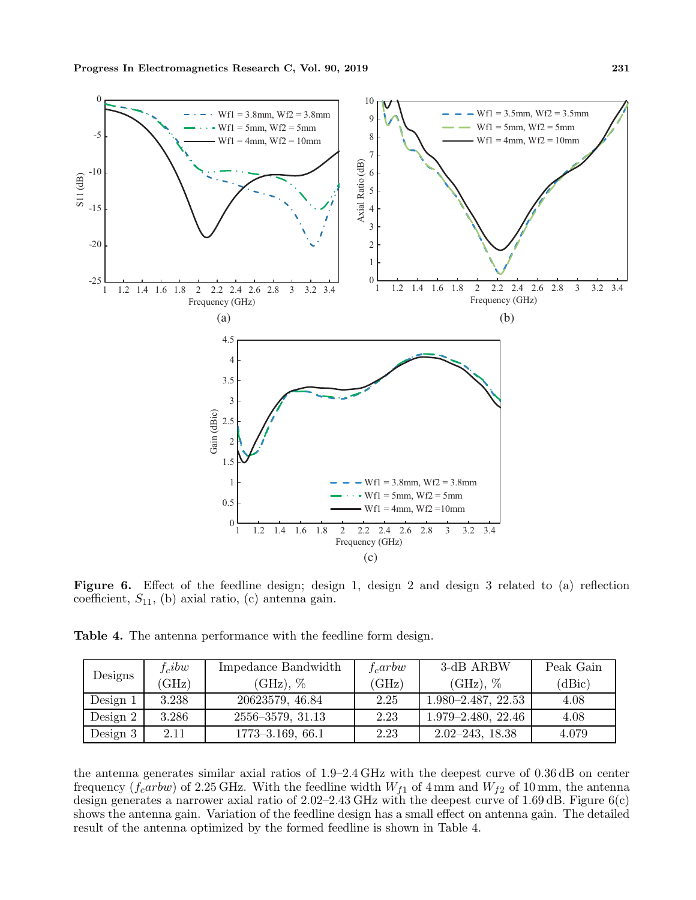**Figure 6.** Effect of the feedline design; design 1, design 2 and design 3 related to (a) reflection coefficient, $S_{11}$, (b) axial ratio, (c) antenna gain.

**Table 4.** The antenna performance with the feedline form design.

| Designs | $f_c ibw$ (GHz) | Impedance Bandwidth (GHz), % | $f_c arbw$ (GHz) | 3-dB ARBW (GHz), % | Peak Gain (dBic) |
|---|---|---|---|---|---|
| Design 1 | 3.238 | 20623579, 46.84 | 2.25 | 1.980–2.487, 22.53 | 4.08 |
| Design 2 | 3.286 | 2556–3579, 31.13 | 2.23 | 1.979–2.480, 22.46 | 4.08 |
| Design 3 | 2.11 | 1773–3.169, 66.1 | 2.23 | 2.02–243, 18.38 | 4.079 |

the antenna generates similar axial ratios of 1.9–2.4 GHz with the deepest curve of 0.36 dB on center frequency ($f_c arbw$) of 2.25 GHz. With the feedline width $W_{f1}$ of 4 mm and $W_{f2}$ of 10 mm, the antenna design generates a narrower axial ratio of 2.02–2.43 GHz with the deepest curve of 1.69 dB. Figure 6(c) shows the antenna gain. Variation of the feedline design has a small effect on antenna gain. The detailed result of the antenna optimized by the formed feedline is shown in Table 4.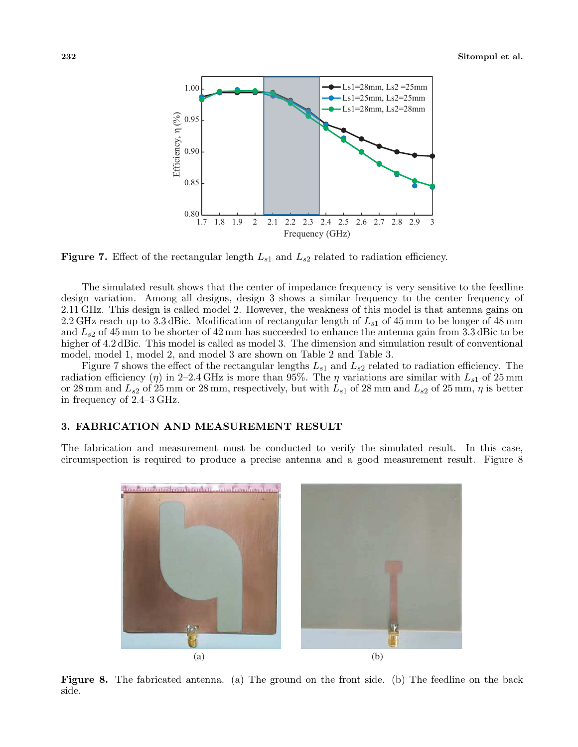**Figure 7.** Effect of the rectangular length $L_{s1}$ and $L_{s2}$ related to radiation efficiency.

The simulated result shows that the center of impedance frequency is very sensitive to the feedline design variation. Among all designs, design 3 shows a similar frequency to the center frequency of 2.11 GHz. This design is called model 2. However, the weakness of this model is that antenna gains on 2.2 GHz reach up to 3.3 dBic. Modification of rectangular length of $L_{s1}$ of 45 mm to be longer of 48 mm and $L_{s2}$ of 45 mm to be shorter of 42 mm has succeeded to enhance the antenna gain from 3.3 dBic to be higher of 4.2 dBic. This model is called as model 3. The dimension and simulation result of conventional model, model 1, model 2, and model 3 are shown on Table 2 and Table 3.

Figure 7 shows the effect of the rectangular lengths $L_{s1}$ and $L_{s2}$ related to radiation efficiency. The radiation efficiency ($\eta$) in 2–2.4 GHz is more than 95%. The $\eta$ variations are similar with $L_{s1}$ of 25 mm or 28 mm and $L_{s2}$ of 25 mm or 28 mm, respectively, but with $L_{s1}$ of 28 mm and $L_{s2}$ of 25 mm, $\eta$ is better in frequency of 2.4–3 GHz.

## 3. FABRICATION AND MEASUREMENT RESULT

The fabrication and measurement must be conducted to verify the simulated result. In this case, circumspection is required to produce a precise antenna and a good measurement result. Figure 8

**Figure 8.** The fabricated antenna. (a) The ground on the front side. (b) The feedline on the back side.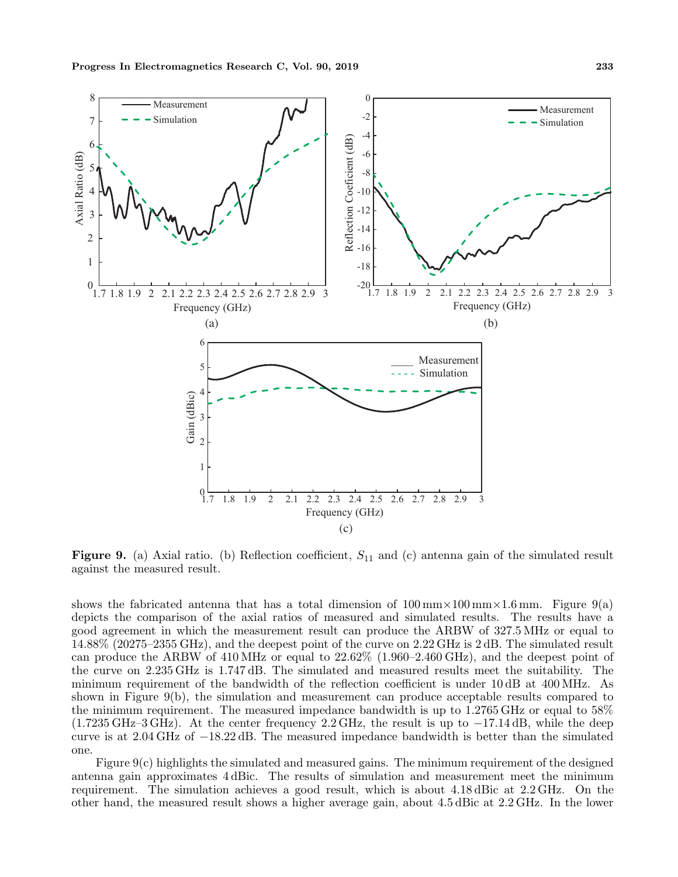**Figure 9.** (a) Axial ratio. (b) Reflection coefficient, $S_{11}$ and (c) antenna gain of the simulated result against the measured result.

shows the fabricated antenna that has a total dimension of 100 mm×100 mm×1.6 mm. Figure 9(a) depicts the comparison of the axial ratios of measured and simulated results. The results have a good agreement in which the measurement result can produce the ARBW of 327.5 MHz or equal to 14.88% (20275–2355 GHz), and the deepest point of the curve on 2.22 GHz is 2 dB. The simulated result can produce the ARBW of 410 MHz or equal to 22.62% (1.960–2.460 GHz), and the deepest point of the curve on 2.235 GHz is 1.747 dB. The simulated and measured results meet the suitability. The minimum requirement of the bandwidth of the reflection coefficient is under 10 dB at 400 MHz. As shown in Figure 9(b), the simulation and measurement can produce acceptable results compared to the minimum requirement. The measured impedance bandwidth is up to 1.2765 GHz or equal to 58% (1.7235 GHz–3 GHz). At the center frequency 2.2 GHz, the result is up to −17.14 dB, while the deep curve is at 2.04 GHz of −18.22 dB. The measured impedance bandwidth is better than the simulated one.

Figure 9(c) highlights the simulated and measured gains. The minimum requirement of the designed antenna gain approximates 4 dBic. The results of simulation and measurement meet the minimum requirement. The simulation achieves a good result, which is about 4.18 dBic at 2.2 GHz. On the other hand, the measured result shows a higher average gain, about 4.5 dBic at 2.2 GHz. In the lower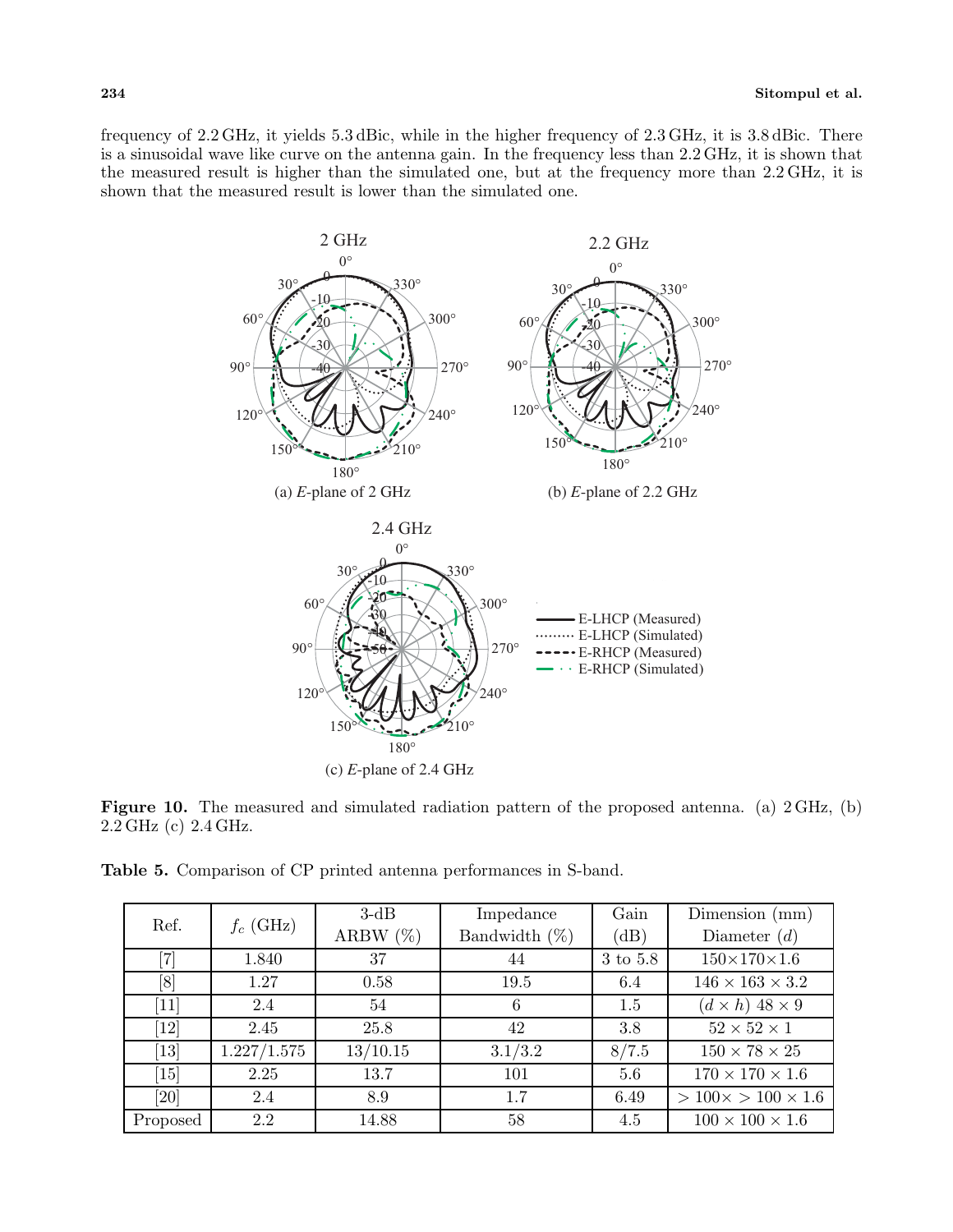frequency of 2.2 GHz, it yields 5.3 dBic, while in the higher frequency of 2.3 GHz, it is 3.8 dBic. There is a sinusoidal wave like curve on the antenna gain. In the frequency less than 2.2 GHz, it is shown that the measured result is higher than the simulated one, but at the frequency more than 2.2 GHz, it is shown that the measured result is lower than the simulated one.

**Figure 10.** The measured and simulated radiation pattern of the proposed antenna. (a) 2 GHz, (b) 2.2 GHz (c) 2.4 GHz.

**Table 5.** Comparison of CP printed antenna performances in S-band.

| Ref. | $f_c$ (GHz) | 3-dB ARBW (%) | Impedance Bandwidth (%) | Gain (dB) | Dimension (mm) Diameter ($d$) |
|---|---|---|---|---|---|
| [7] | 1.840 | 37 | 44 | 3 to 5.8 | 150×170×1.6 |
| [8] | 1.27 | 0.58 | 19.5 | 6.4 | 146 × 163 × 3.2 |
| [11] | 2.4 | 54 | 6 | 1.5 | ($d \times h$) 48 × 9 |
| [12] | 2.45 | 25.8 | 42 | 3.8 | 52 × 52 × 1 |
| [13] | 1.227/1.575 | 13/10.15 | 3.1/3.2 | 8/7.5 | 150 × 78 × 25 |
| [15] | 2.25 | 13.7 | 101 | 5.6 | 170 × 170 × 1.6 |
| [20] | 2.4 | 8.9 | 1.7 | 6.49 | $> 100\times > 100 \times 1.6$ |
| Proposed | 2.2 | 14.88 | 58 | 4.5 | 100 × 100 × 1.6 |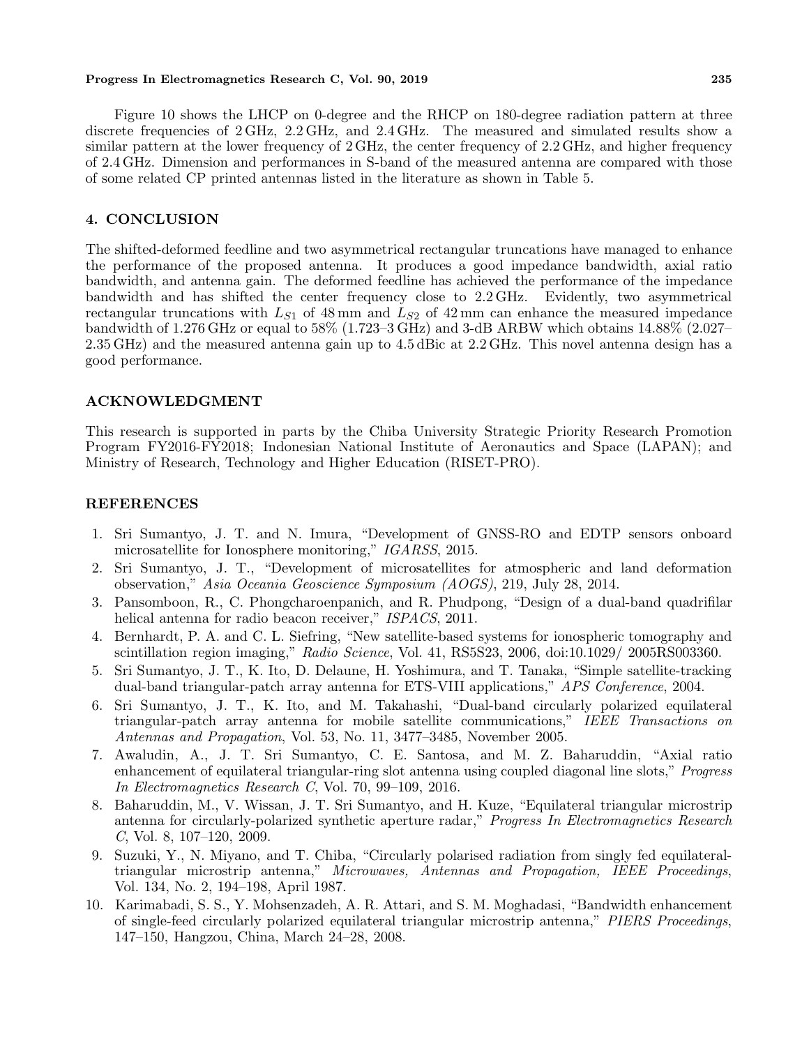Figure 10 shows the LHCP on 0-degree and the RHCP on 180-degree radiation pattern at three discrete frequencies of 2 GHz, 2.2 GHz, and 2.4 GHz. The measured and simulated results show a similar pattern at the lower frequency of 2 GHz, the center frequency of 2.2 GHz, and higher frequency of 2.4 GHz. Dimension and performances in S-band of the measured antenna are compared with those of some related CP printed antennas listed in the literature as shown in Table 5.

## 4. CONCLUSION

The shifted-deformed feedline and two asymmetrical rectangular truncations have managed to enhance the performance of the proposed antenna. It produces a good impedance bandwidth, axial ratio bandwidth, and antenna gain. The deformed feedline has achieved the performance of the impedance bandwidth and has shifted the center frequency close to 2.2 GHz. Evidently, two asymmetrical rectangular truncations with $L_{S1}$ of 48 mm and $L_{S2}$ of 42 mm can enhance the measured impedance bandwidth of 1.276 GHz or equal to 58% (1.723–3 GHz) and 3-dB ARBW which obtains 14.88% (2.027–2.35 GHz) and the measured antenna gain up to 4.5 dBic at 2.2 GHz. This novel antenna design has a good performance.

## ACKNOWLEDGMENT

This research is supported in parts by the Chiba University Strategic Priority Research Promotion Program FY2016-FY2018; Indonesian National Institute of Aeronautics and Space (LAPAN); and Ministry of Research, Technology and Higher Education (RISET-PRO).

## REFERENCES

1. Sri Sumantyo, J. T. and N. Imura, "Development of GNSS-RO and EDTP sensors onboard microsatellite for Ionosphere monitoring," *IGARSS*, 2015.
2. Sri Sumantyo, J. T., "Development of microsatellites for atmospheric and land deformation observation," *Asia Oceania Geoscience Symposium (AOGS)*, 219, July 28, 2014.
3. Pansomboon, R., C. Phongcharoenpanich, and R. Phudpong, "Design of a dual-band quadrifilar helical antenna for radio beacon receiver," *ISPACS*, 2011.
4. Bernhardt, P. A. and C. L. Siefring, "New satellite-based systems for ionospheric tomography and scintillation region imaging," *Radio Science*, Vol. 41, RS5S23, 2006, doi:10.1029/ 2005RS003360.
5. Sri Sumantyo, J. T., K. Ito, D. Delaune, H. Yoshimura, and T. Tanaka, "Simple satellite-tracking dual-band triangular-patch array antenna for ETS-VIII applications," *APS Conference*, 2004.
6. Sri Sumantyo, J. T., K. Ito, and M. Takahashi, "Dual-band circularly polarized equilateral triangular-patch array antenna for mobile satellite communications," *IEEE Transactions on Antennas and Propagation*, Vol. 53, No. 11, 3477–3485, November 2005.
7. Awaludin, A., J. T. Sri Sumantyo, C. E. Santosa, and M. Z. Baharuddin, "Axial ratio enhancement of equilateral triangular-ring slot antenna using coupled diagonal line slots," *Progress In Electromagnetics Research C*, Vol. 70, 99–109, 2016.
8. Baharuddin, M., V. Wissan, J. T. Sri Sumantyo, and H. Kuze, "Equilateral triangular microstrip antenna for circularly-polarized synthetic aperture radar," *Progress In Electromagnetics Research C*, Vol. 8, 107–120, 2009.
9. Suzuki, Y., N. Miyano, and T. Chiba, "Circularly polarised radiation from singly fed equilateral-triangular microstrip antenna," *Microwaves, Antennas and Propagation, IEEE Proceedings*, Vol. 134, No. 2, 194–198, April 1987.
10. Karimabadi, S. S., Y. Mohsenzadeh, A. R. Attari, and S. M. Moghadasi, "Bandwidth enhancement of single-feed circularly polarized equilateral triangular microstrip antenna," *PIERS Proceedings*, 147–150, Hangzou, China, March 24–28, 2008.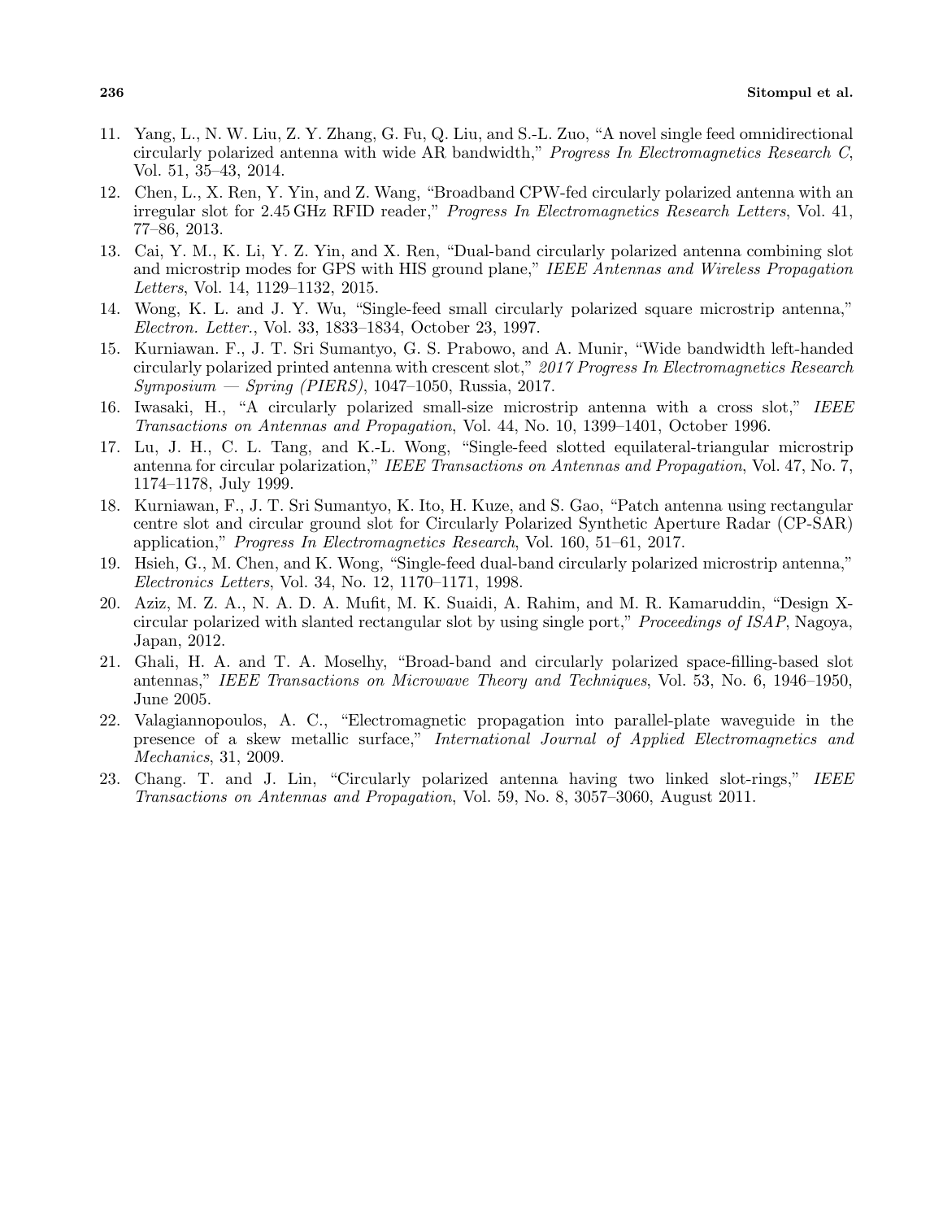11. Yang, L., N. W. Liu, Z. Y. Zhang, G. Fu, Q. Liu, and S.-L. Zuo, "A novel single feed omnidirectional circularly polarized antenna with wide AR bandwidth," *Progress In Electromagnetics Research C*, Vol. 51, 35–43, 2014.
12. Chen, L., X. Ren, Y. Yin, and Z. Wang, "Broadband CPW-fed circularly polarized antenna with an irregular slot for 2.45 GHz RFID reader," *Progress In Electromagnetics Research Letters*, Vol. 41, 77–86, 2013.
13. Cai, Y. M., K. Li, Y. Z. Yin, and X. Ren, "Dual-band circularly polarized antenna combining slot and microstrip modes for GPS with HIS ground plane," *IEEE Antennas and Wireless Propagation Letters*, Vol. 14, 1129–1132, 2015.
14. Wong, K. L. and J. Y. Wu, "Single-feed small circularly polarized square microstrip antenna," *Electron. Letter.*, Vol. 33, 1833–1834, October 23, 1997.
15. Kurniawan. F., J. T. Sri Sumantyo, G. S. Prabowo, and A. Munir, "Wide bandwidth left-handed circularly polarized printed antenna with crescent slot," *2017 Progress In Electromagnetics Research Symposium — Spring (PIERS)*, 1047–1050, Russia, 2017.
16. Iwasaki, H., "A circularly polarized small-size microstrip antenna with a cross slot," *IEEE Transactions on Antennas and Propagation*, Vol. 44, No. 10, 1399–1401, October 1996.
17. Lu, J. H., C. L. Tang, and K.-L. Wong, "Single-feed slotted equilateral-triangular microstrip antenna for circular polarization," *IEEE Transactions on Antennas and Propagation*, Vol. 47, No. 7, 1174–1178, July 1999.
18. Kurniawan, F., J. T. Sri Sumantyo, K. Ito, H. Kuze, and S. Gao, "Patch antenna using rectangular centre slot and circular ground slot for Circularly Polarized Synthetic Aperture Radar (CP-SAR) application," *Progress In Electromagnetics Research*, Vol. 160, 51–61, 2017.
19. Hsieh, G., M. Chen, and K. Wong, "Single-feed dual-band circularly polarized microstrip antenna," *Electronics Letters*, Vol. 34, No. 12, 1170–1171, 1998.
20. Aziz, M. Z. A., N. A. D. A. Mufit, M. K. Suaidi, A. Rahim, and M. R. Kamaruddin, "Design X-circular polarized with slanted rectangular slot by using single port," *Proceedings of ISAP*, Nagoya, Japan, 2012.
21. Ghali, H. A. and T. A. Moselhy, "Broad-band and circularly polarized space-filling-based slot antennas," *IEEE Transactions on Microwave Theory and Techniques*, Vol. 53, No. 6, 1946–1950, June 2005.
22. Valagiannopoulos, A. C., "Electromagnetic propagation into parallel-plate waveguide in the presence of a skew metallic surface," *International Journal of Applied Electromagnetics and Mechanics*, 31, 2009.
23. Chang. T. and J. Lin, "Circularly polarized antenna having two linked slot-rings," *IEEE Transactions on Antennas and Propagation*, Vol. 59, No. 8, 3057–3060, August 2011.